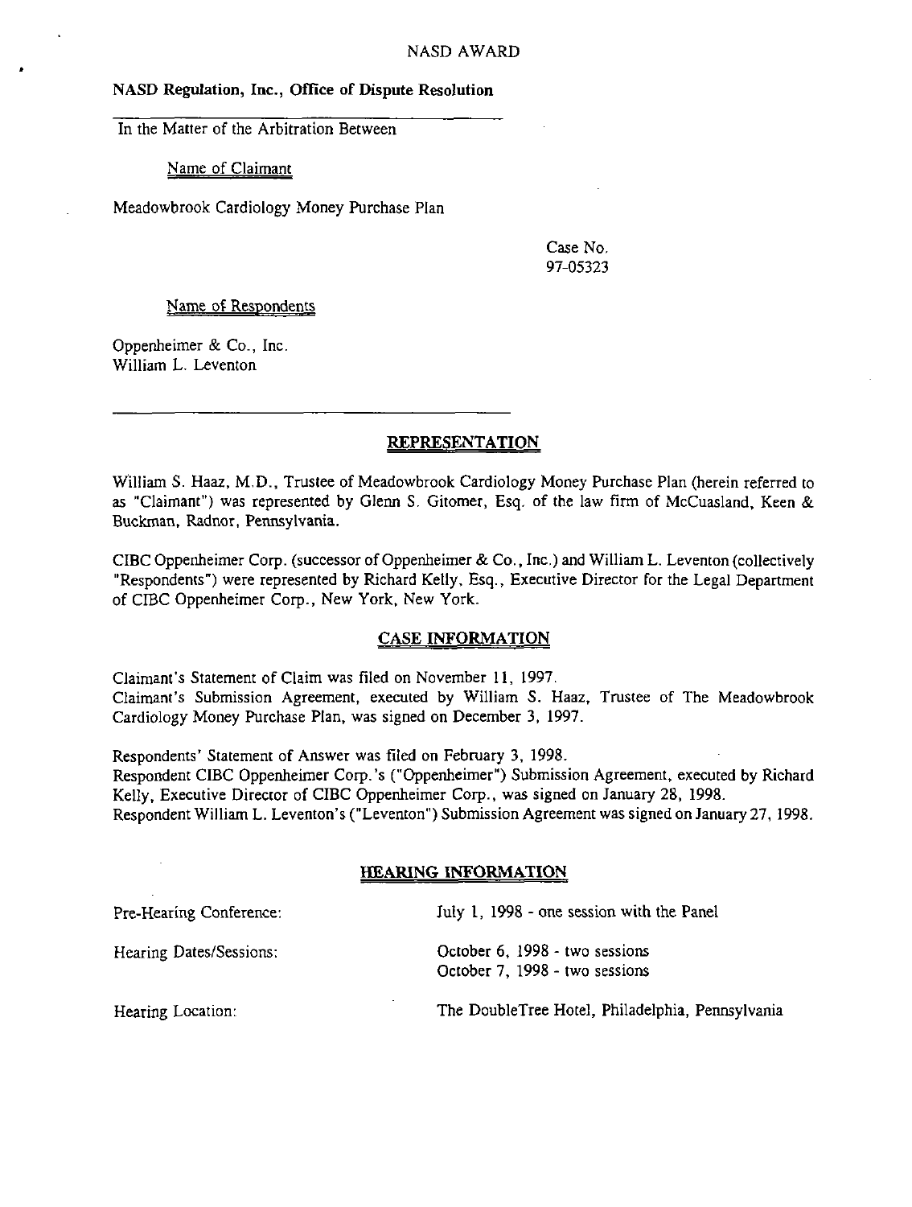NASD AWARD

**NASD Regulation, Inc., Office of Dispute Resolution**

In the Matter of the Arbitration Between

Name of Claimant

Meadowbrook Cardiology Money Purchase Plan

Case No. 97-05323

Name of Respondents

Oppenheimer & Co., Inc.
William L. Leventon

## REPRESENTATION

William S. Haaz, M.D., Trustee of Meadowbrook Cardiology Money Purchase Plan (herein referred to as "Claimant") was represented by Glenn S. Gitomer, Esq. of the law firm of McCuasland, Keen & Buckman, Radnor, Pennsylvania.

CIBC Oppenheimer Corp. (successor of Oppenheimer & Co., Inc.) and William L. Leventon (collectively "Respondents") were represented by Richard Kelly, Esq., Executive Director for the Legal Department of CIBC Oppenheimer Corp., New York, New York.

## CASE INFORMATION

Claimant's Statement of Claim was filed on November 11, 1997.
Claimant's Submission Agreement, executed by William S. Haaz, Trustee of The Meadowbrook Cardiology Money Purchase Plan, was signed on December 3, 1997.

Respondents' Statement of Answer was filed on February 3, 1998.
Respondent CIBC Oppenheimer Corp.'s ("Oppenheimer") Submission Agreement, executed by Richard Kelly, Executive Director of CIBC Oppenheimer Corp., was signed on January 28, 1998.
Respondent William L. Leventon's ("Leventon") Submission Agreement was signed on January 27, 1998.

## HEARING INFORMATION

Pre-Hearing Conference: July 1, 1998 - one session with the Panel

Hearing Dates/Sessions: October 6, 1998 - two sessions
October 7, 1998 - two sessions

Hearing Location: The DoubleTree Hotel, Philadelphia, Pennsylvania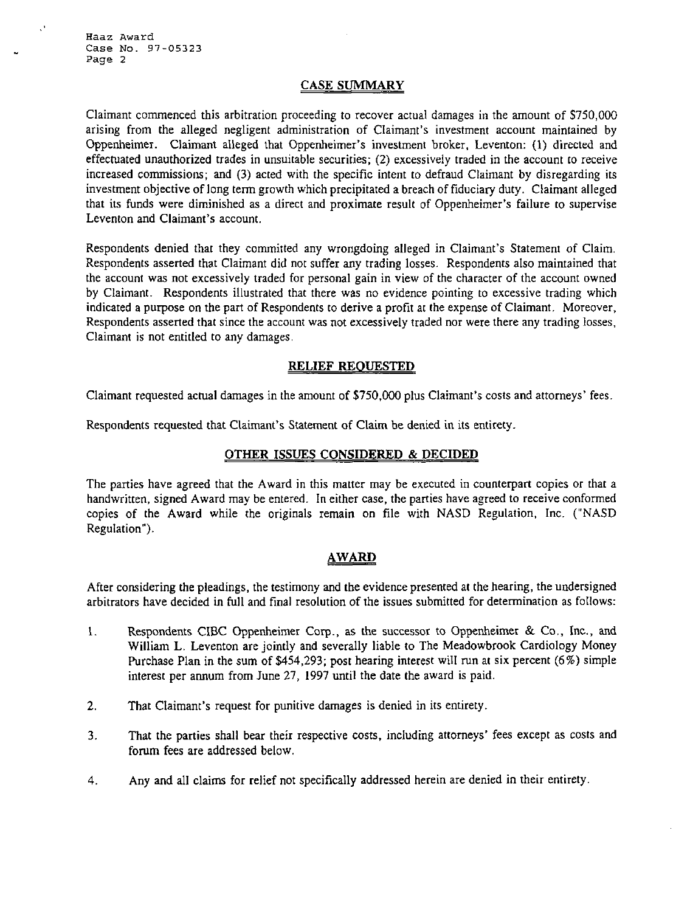## CASE SUMMARY

Claimant commenced this arbitration proceeding to recover actual damages in the amount of $750,000 arising from the alleged negligent administration of Claimant's investment account maintained by Oppenheimer. Claimant alleged that Oppenheimer's investment broker, Leventon: (1) directed and effectuated unauthorized trades in unsuitable securities; (2) excessively traded in the account to receive increased commissions; and (3) acted with the specific intent to defraud Claimant by disregarding its investment objective of long term growth which precipitated a breach of fiduciary duty. Claimant alleged that its funds were diminished as a direct and proximate result of Oppenheimer's failure to supervise Leventon and Claimant's account.

Respondents denied that they committed any wrongdoing alleged in Claimant's Statement of Claim. Respondents asserted that Claimant did not suffer any trading losses. Respondents also maintained that the account was not excessively traded for personal gain in view of the character of the account owned by Claimant. Respondents illustrated that there was no evidence pointing to excessive trading which indicated a purpose on the part of Respondents to derive a profit at the expense of Claimant. Moreover, Respondents asserted that since the account was not excessively traded nor were there any trading losses, Claimant is not entitled to any damages.

## RELIEF REQUESTED

Claimant requested actual damages in the amount of $750,000 plus Claimant's costs and attorneys' fees.

Respondents requested that Claimant's Statement of Claim be denied in its entirety.

## OTHER ISSUES CONSIDERED & DECIDED

The parties have agreed that the Award in this matter may be executed in counterpart copies or that a handwritten, signed Award may be entered. In either case, the parties have agreed to receive conformed copies of the Award while the originals remain on file with NASD Regulation, Inc. ("NASD Regulation").

## AWARD

After considering the pleadings, the testimony and the evidence presented at the hearing, the undersigned arbitrators have decided in full and final resolution of the issues submitted for determination as follows:

1. Respondents CIBC Oppenheimer Corp., as the successor to Oppenheimer & Co., Inc., and William L. Leventon are jointly and severally liable to The Meadowbrook Cardiology Money Purchase Plan in the sum of $454,293; post hearing interest will run at six percent (6%) simple interest per annum from June 27, 1997 until the date the award is paid.

2. That Claimant's request for punitive damages is denied in its entirety.

3. That the parties shall bear their respective costs, including attorneys' fees except as costs and forum fees are addressed below.

4. Any and all claims for relief not specifically addressed herein are denied in their entirety.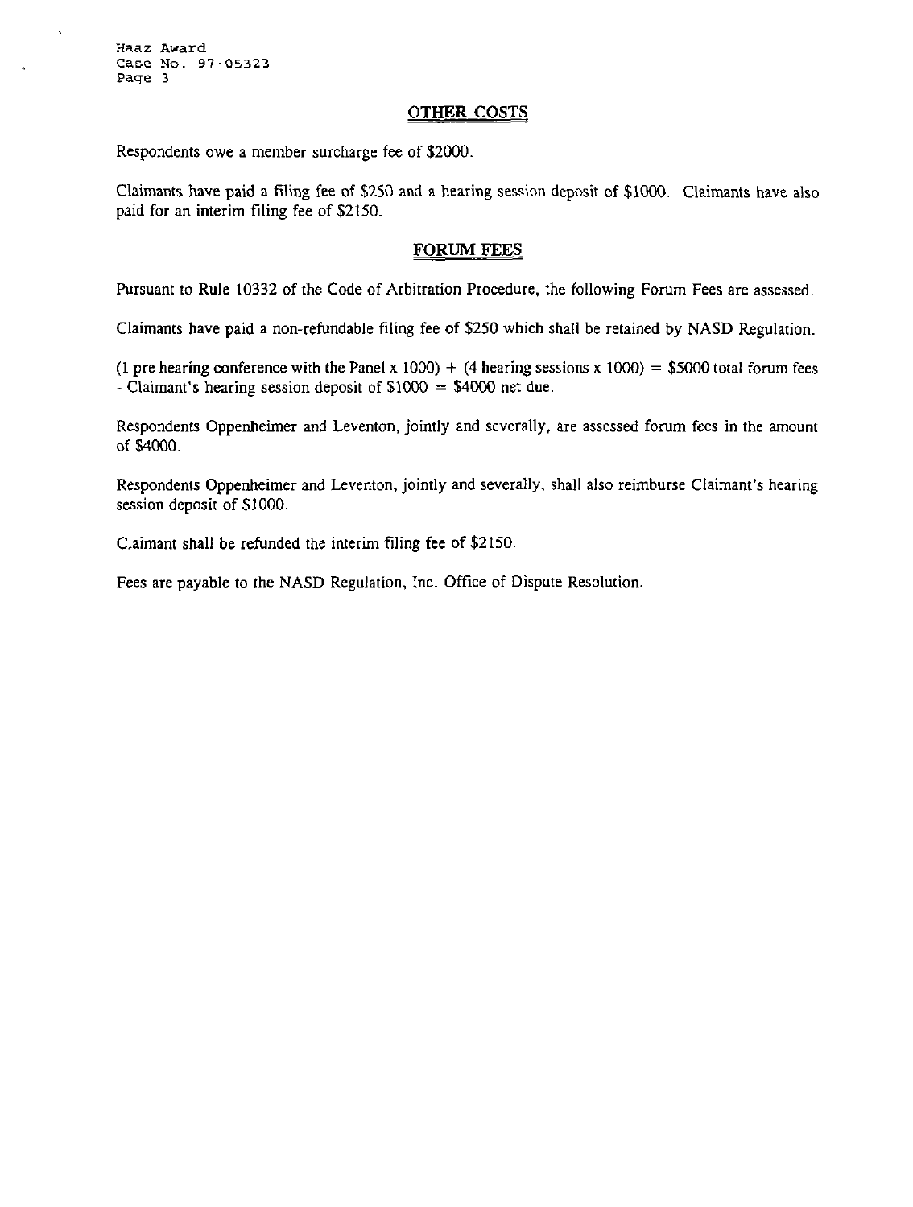## OTHER COSTS

Respondents owe a member surcharge fee of $2000.

Claimants have paid a filing fee of $250 and a hearing session deposit of $1000. Claimants have also paid for an interim filing fee of $2150.

## FORUM FEES

Pursuant to Rule 10332 of the Code of Arbitration Procedure, the following Forum Fees are assessed.

Claimants have paid a non-refundable filing fee of $250 which shall be retained by NASD Regulation.

(1 pre hearing conference with the Panel x 1000) + (4 hearing sessions x 1000) = $5000 total forum fees - Claimant's hearing session deposit of $1000 = $4000 net due.

Respondents Oppenheimer and Leventon, jointly and severally, are assessed forum fees in the amount of $4000.

Respondents Oppenheimer and Leventon, jointly and severally, shall also reimburse Claimant's hearing session deposit of $1000.

Claimant shall be refunded the interim filing fee of $2150.

Fees are payable to the NASD Regulation, Inc. Office of Dispute Resolution.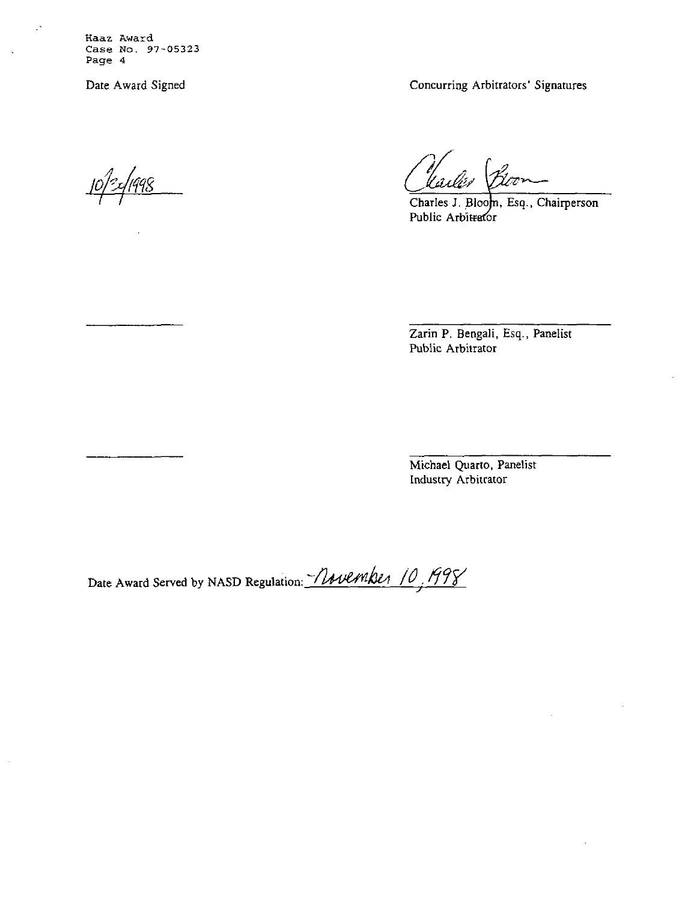Haaz Award
Case No. 97-05323
Page 4

| Date Award Signed | Concurring Arbitrators' Signatures |
| --- | --- |
| 10/30/1998 | Charles J. Bloom, Esq., Chairperson<br>Public Arbitrator |
| | Zarin P. Bengali, Esq., Panelist<br>Public Arbitrator |
| | Michael Quarto, Panelist<br>Industry Arbitrator |

Date Award Served by NASD Regulation: November 10, 1998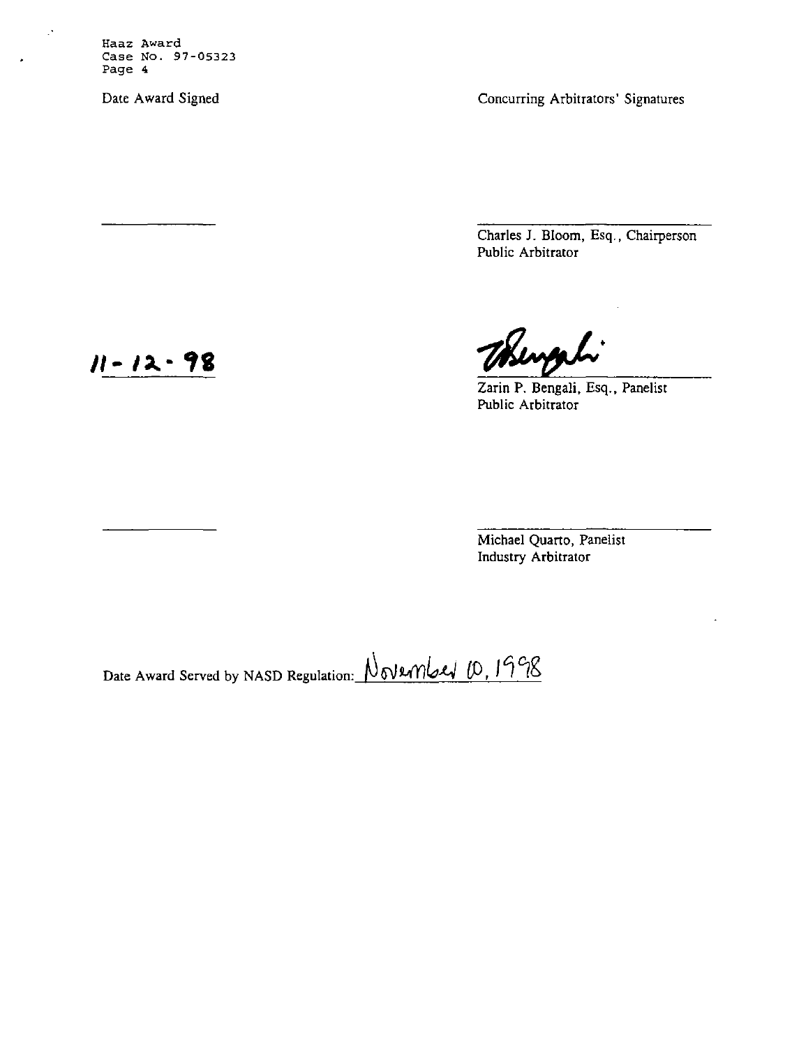Date Award Signed

Concurring Arbitrators' Signatures

Charles J. Bloom, Esq., Chairperson
Public Arbitrator

11-12-98

Zarin P. Bengali, Esq., Panelist
Public Arbitrator

Michael Quarto, Panelist
Industry Arbitrator

Date Award Served by NASD Regulation: November 10, 1998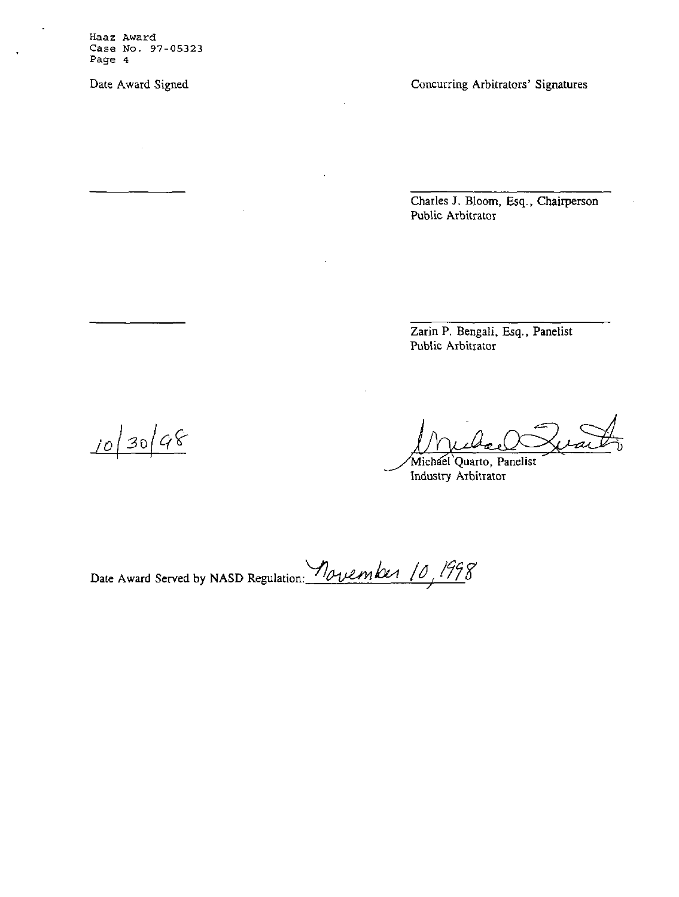Haaz Award
Case No. 97-05323
Page 4

Date Award Signed

Concurring Arbitrators' Signatures

\_\_\_\_\_\_\_\_\_\_ Charles J. Bloom, Esq., Chairperson
Public Arbitrator

\_\_\_\_\_\_\_\_\_\_ Zarin P. Bengali, Esq., Panelist
Public Arbitrator

10/30/98 Michael Quarto, Panelist
Industry Arbitrator

Date Award Served by NASD Regulation: November 10, 1998